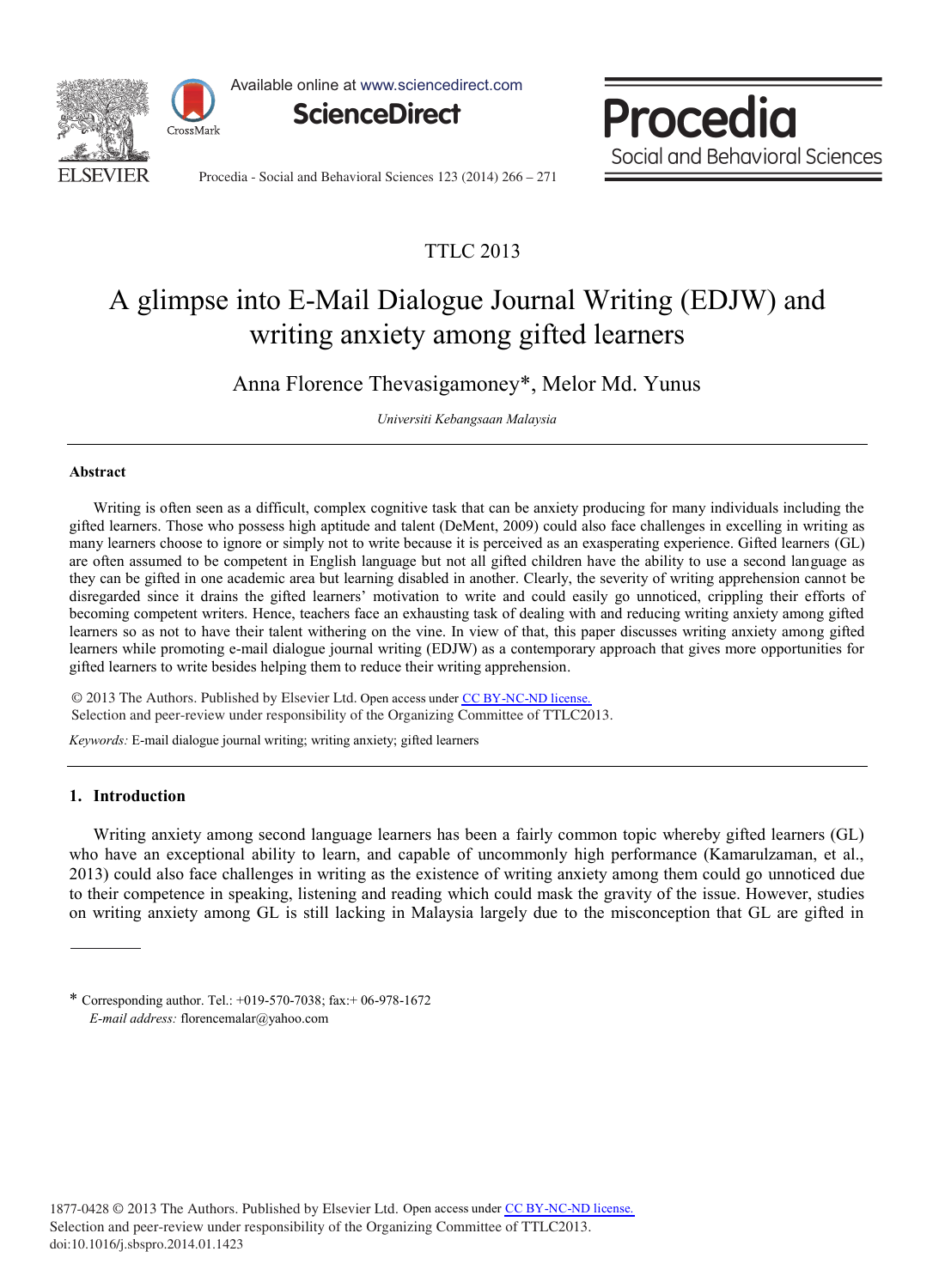TTLC 2013

# A glimpse into E-Mail Dialogue Journal Writing (EDJW) and writing anxiety among gifted learners

Anna Florence Thevasigamoney*, Melor Md. Yunus

*Universiti Kebangsaan Malaysia*

## Abstract

Writing is often seen as a difficult, complex cognitive task that can be anxiety producing for many individuals including the gifted learners. Those who possess high aptitude and talent (DeMent, 2009) could also face challenges in excelling in writing as many learners choose to ignore or simply not to write because it is perceived as an exasperating experience. Gifted learners (GL) are often assumed to be competent in English language but not all gifted children have the ability to use a second language as they can be gifted in one academic area but learning disabled in another. Clearly, the severity of writing apprehension cannot be disregarded since it drains the gifted learners' motivation to write and could easily go unnoticed, crippling their efforts of becoming competent writers. Hence, teachers face an exhausting task of dealing with and reducing writing anxiety among gifted learners so as not to have their talent withering on the vine. In view of that, this paper discusses writing anxiety among gifted learners while promoting e-mail dialogue journal writing (EDJW) as a contemporary approach that gives more opportunities for gifted learners to write besides helping them to reduce their writing apprehension.

© 2013 The Authors. Published by Elsevier Ltd. Open access under CC BY-NC-ND license.
Selection and peer-review under responsibility of the Organizing Committee of TTLC2013.

*Keywords:* E-mail dialogue journal writing; writing anxiety; gifted learners

## 1. Introduction

Writing anxiety among second language learners has been a fairly common topic whereby gifted learners (GL) who have an exceptional ability to learn, and capable of uncommonly high performance (Kamarulzaman, et al., 2013) could also face challenges in writing as the existence of writing anxiety among them could go unnoticed due to their competence in speaking, listening and reading which could mask the gravity of the issue. However, studies on writing anxiety among GL is still lacking in Malaysia largely due to the misconception that GL are gifted in

---

\* Corresponding author. Tel.: +019-570-7038; fax:+ 06-978-1672
*E-mail address:* florencemalar@yahoo.com

1877-0428 © 2013 The Authors. Published by Elsevier Ltd. Open access under CC BY-NC-ND license.
Selection and peer-review under responsibility of the Organizing Committee of TTLC2013.
doi:10.1016/j.sbspro.2014.01.1423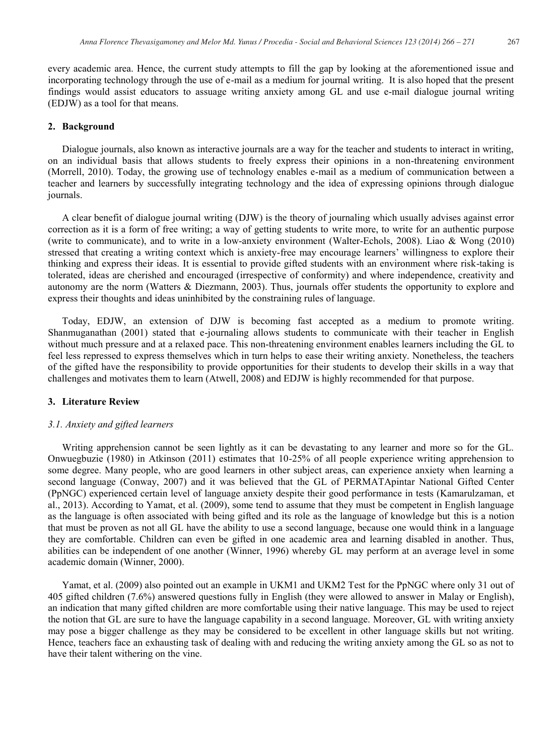every academic area. Hence, the current study attempts to fill the gap by looking at the aforementioned issue and incorporating technology through the use of e-mail as a medium for journal writing. It is also hoped that the present findings would assist educators to assuage writing anxiety among GL and use e-mail dialogue journal writing (EDJW) as a tool for that means.

## 2. Background

Dialogue journals, also known as interactive journals are a way for the teacher and students to interact in writing, on an individual basis that allows students to freely express their opinions in a non-threatening environment (Morrell, 2010). Today, the growing use of technology enables e-mail as a medium of communication between a teacher and learners by successfully integrating technology and the idea of expressing opinions through dialogue journals.

A clear benefit of dialogue journal writing (DJW) is the theory of journaling which usually advises against error correction as it is a form of free writing; a way of getting students to write more, to write for an authentic purpose (write to communicate), and to write in a low-anxiety environment (Walter-Echols, 2008). Liao & Wong (2010) stressed that creating a writing context which is anxiety-free may encourage learners' willingness to explore their thinking and express their ideas. It is essential to provide gifted students with an environment where risk-taking is tolerated, ideas are cherished and encouraged (irrespective of conformity) and where independence, creativity and autonomy are the norm (Watters & Diezmann, 2003). Thus, journals offer students the opportunity to explore and express their thoughts and ideas uninhibited by the constraining rules of language.

Today, EDJW, an extension of DJW is becoming fast accepted as a medium to promote writing. Shanmuganathan (2001) stated that e-journaling allows students to communicate with their teacher in English without much pressure and at a relaxed pace. This non-threatening environment enables learners including the GL to feel less repressed to express themselves which in turn helps to ease their writing anxiety. Nonetheless, the teachers of the gifted have the responsibility to provide opportunities for their students to develop their skills in a way that challenges and motivates them to learn (Atwell, 2008) and EDJW is highly recommended for that purpose.

## 3. Literature Review

### *3.1. Anxiety and gifted learners*

Writing apprehension cannot be seen lightly as it can be devastating to any learner and more so for the GL. Onwuegbuzie (1980) in Atkinson (2011) estimates that 10-25% of all people experience writing apprehension to some degree. Many people, who are good learners in other subject areas, can experience anxiety when learning a second language (Conway, 2007) and it was believed that the GL of PERMATApintar National Gifted Center (PpNGC) experienced certain level of language anxiety despite their good performance in tests (Kamarulzaman, et al., 2013). According to Yamat, et al. (2009), some tend to assume that they must be competent in English language as the language is often associated with being gifted and its role as the language of knowledge but this is a notion that must be proven as not all GL have the ability to use a second language, because one would think in a language they are comfortable. Children can even be gifted in one academic area and learning disabled in another. Thus, abilities can be independent of one another (Winner, 1996) whereby GL may perform at an average level in some academic domain (Winner, 2000).

Yamat, et al. (2009) also pointed out an example in UKM1 and UKM2 Test for the PpNGC where only 31 out of 405 gifted children (7.6%) answered questions fully in English (they were allowed to answer in Malay or English), an indication that many gifted children are more comfortable using their native language. This may be used to reject the notion that GL are sure to have the language capability in a second language. Moreover, GL with writing anxiety may pose a bigger challenge as they may be considered to be excellent in other language skills but not writing. Hence, teachers face an exhausting task of dealing with and reducing the writing anxiety among the GL so as not to have their talent withering on the vine.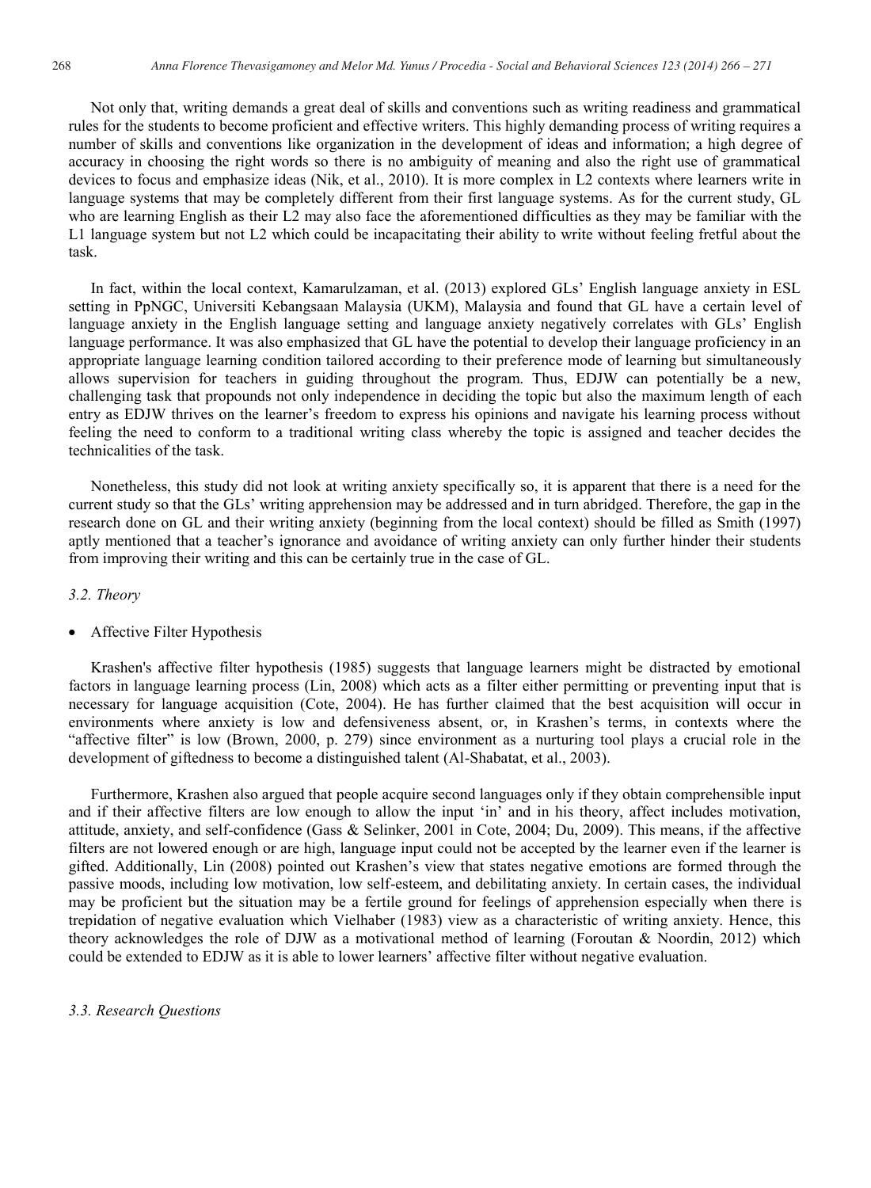Not only that, writing demands a great deal of skills and conventions such as writing readiness and grammatical rules for the students to become proficient and effective writers. This highly demanding process of writing requires a number of skills and conventions like organization in the development of ideas and information; a high degree of accuracy in choosing the right words so there is no ambiguity of meaning and also the right use of grammatical devices to focus and emphasize ideas (Nik, et al., 2010). It is more complex in L2 contexts where learners write in language systems that may be completely different from their first language systems. As for the current study, GL who are learning English as their L2 may also face the aforementioned difficulties as they may be familiar with the L1 language system but not L2 which could be incapacitating their ability to write without feeling fretful about the task.

In fact, within the local context, Kamarulzaman, et al. (2013) explored GLs' English language anxiety in ESL setting in PpNGC, Universiti Kebangsaan Malaysia (UKM), Malaysia and found that GL have a certain level of language anxiety in the English language setting and language anxiety negatively correlates with GLs' English language performance. It was also emphasized that GL have the potential to develop their language proficiency in an appropriate language learning condition tailored according to their preference mode of learning but simultaneously allows supervision for teachers in guiding throughout the program. Thus, EDJW can potentially be a new, challenging task that propounds not only independence in deciding the topic but also the maximum length of each entry as EDJW thrives on the learner's freedom to express his opinions and navigate his learning process without feeling the need to conform to a traditional writing class whereby the topic is assigned and teacher decides the technicalities of the task.

Nonetheless, this study did not look at writing anxiety specifically so, it is apparent that there is a need for the current study so that the GLs' writing apprehension may be addressed and in turn abridged. Therefore, the gap in the research done on GL and their writing anxiety (beginning from the local context) should be filled as Smith (1997) aptly mentioned that a teacher's ignorance and avoidance of writing anxiety can only further hinder their students from improving their writing and this can be certainly true in the case of GL.

### *3.2. Theory*

- Affective Filter Hypothesis

Krashen's affective filter hypothesis (1985) suggests that language learners might be distracted by emotional factors in language learning process (Lin, 2008) which acts as a filter either permitting or preventing input that is necessary for language acquisition (Cote, 2004). He has further claimed that the best acquisition will occur in environments where anxiety is low and defensiveness absent, or, in Krashen's terms, in contexts where the "affective filter" is low (Brown, 2000, p. 279) since environment as a nurturing tool plays a crucial role in the development of giftedness to become a distinguished talent (Al-Shabatat, et al., 2003).

Furthermore, Krashen also argued that people acquire second languages only if they obtain comprehensible input and if their affective filters are low enough to allow the input 'in' and in his theory, affect includes motivation, attitude, anxiety, and self-confidence (Gass & Selinker, 2001 in Cote, 2004; Du, 2009). This means, if the affective filters are not lowered enough or are high, language input could not be accepted by the learner even if the learner is gifted. Additionally, Lin (2008) pointed out Krashen's view that states negative emotions are formed through the passive moods, including low motivation, low self-esteem, and debilitating anxiety. In certain cases, the individual may be proficient but the situation may be a fertile ground for feelings of apprehension especially when there is trepidation of negative evaluation which Vielhaber (1983) view as a characteristic of writing anxiety. Hence, this theory acknowledges the role of DJW as a motivational method of learning (Foroutan & Noordin, 2012) which could be extended to EDJW as it is able to lower learners' affective filter without negative evaluation.

### *3.3. Research Questions*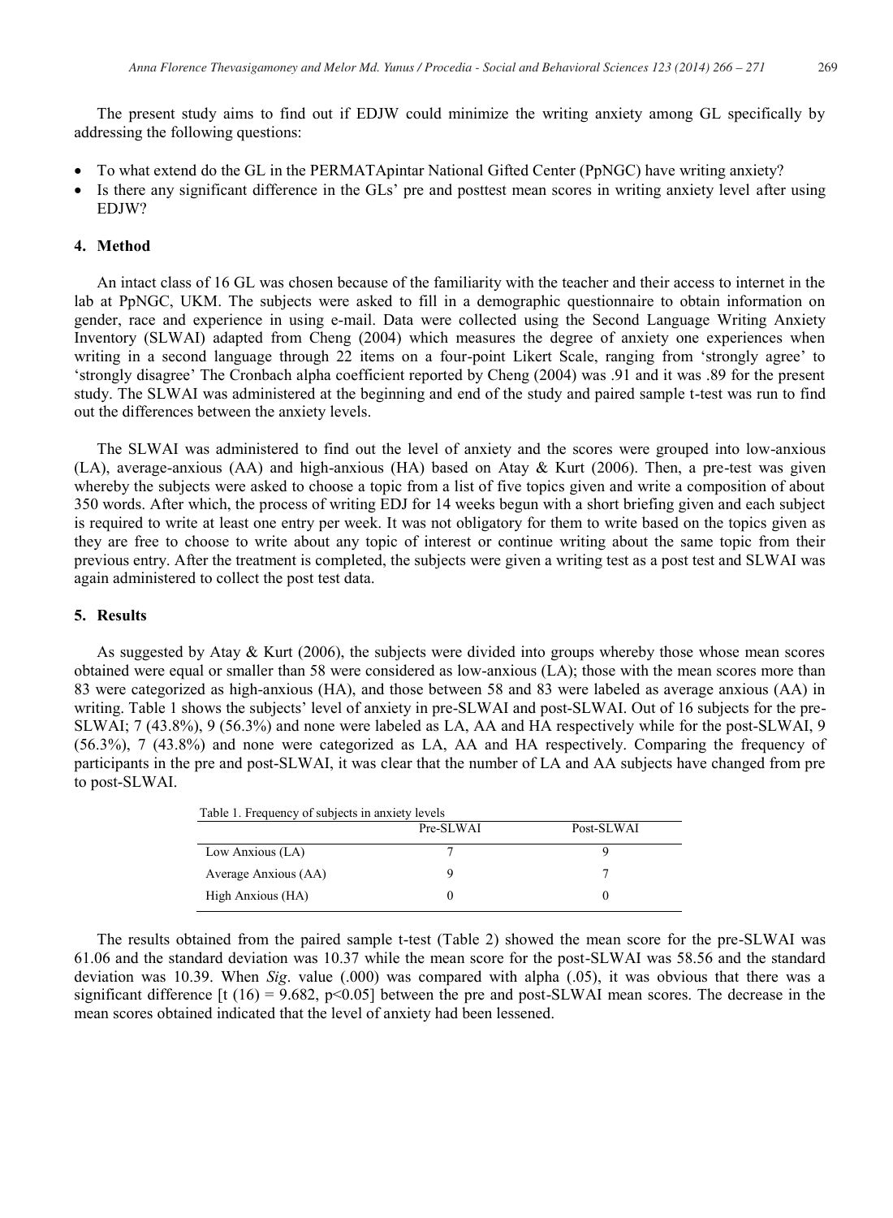The present study aims to find out if EDJW could minimize the writing anxiety among GL specifically by addressing the following questions:

- To what extend do the GL in the PERMATApintar National Gifted Center (PpNGC) have writing anxiety?
- Is there any significant difference in the GLs' pre and posttest mean scores in writing anxiety level after using EDJW?

## 4. Method

An intact class of 16 GL was chosen because of the familiarity with the teacher and their access to internet in the lab at PpNGC, UKM. The subjects were asked to fill in a demographic questionnaire to obtain information on gender, race and experience in using e-mail. Data were collected using the Second Language Writing Anxiety Inventory (SLWAI) adapted from Cheng (2004) which measures the degree of anxiety one experiences when writing in a second language through 22 items on a four-point Likert Scale, ranging from 'strongly agree' to 'strongly disagree' The Cronbach alpha coefficient reported by Cheng (2004) was .91 and it was .89 for the present study. The SLWAI was administered at the beginning and end of the study and paired sample t-test was run to find out the differences between the anxiety levels.

The SLWAI was administered to find out the level of anxiety and the scores were grouped into low-anxious (LA), average-anxious (AA) and high-anxious (HA) based on Atay & Kurt (2006). Then, a pre-test was given whereby the subjects were asked to choose a topic from a list of five topics given and write a composition of about 350 words. After which, the process of writing EDJ for 14 weeks begun with a short briefing given and each subject is required to write at least one entry per week. It was not obligatory for them to write based on the topics given as they are free to choose to write about any topic of interest or continue writing about the same topic from their previous entry. After the treatment is completed, the subjects were given a writing test as a post test and SLWAI was again administered to collect the post test data.

## 5. Results

As suggested by Atay & Kurt (2006), the subjects were divided into groups whereby those whose mean scores obtained were equal or smaller than 58 were considered as low-anxious (LA); those with the mean scores more than 83 were categorized as high-anxious (HA), and those between 58 and 83 were labeled as average anxious (AA) in writing. Table 1 shows the subjects' level of anxiety in pre-SLWAI and post-SLWAI. Out of 16 subjects for the pre-SLWAI; 7 (43.8%), 9 (56.3%) and none were labeled as LA, AA and HA respectively while for the post-SLWAI, 9 (56.3%), 7 (43.8%) and none were categorized as LA, AA and HA respectively. Comparing the frequency of participants in the pre and post-SLWAI, it was clear that the number of LA and AA subjects have changed from pre to post-SLWAI.

Table 1. Frequency of subjects in anxiety levels

| | Pre-SLWAI | Post-SLWAI |
|---|---|---|
| Low Anxious (LA) | 7 | 9 |
| Average Anxious (AA) | 9 | 7 |
| High Anxious (HA) | 0 | 0 |

The results obtained from the paired sample t-test (Table 2) showed the mean score for the pre-SLWAI was 61.06 and the standard deviation was 10.37 while the mean score for the post-SLWAI was 58.56 and the standard deviation was 10.39. When *Sig*. value (.000) was compared with alpha (.05), it was obvious that there was a significant difference [$t\ (16) = 9.682$, $p<0.05$] between the pre and post-SLWAI mean scores. The decrease in the mean scores obtained indicated that the level of anxiety had been lessened.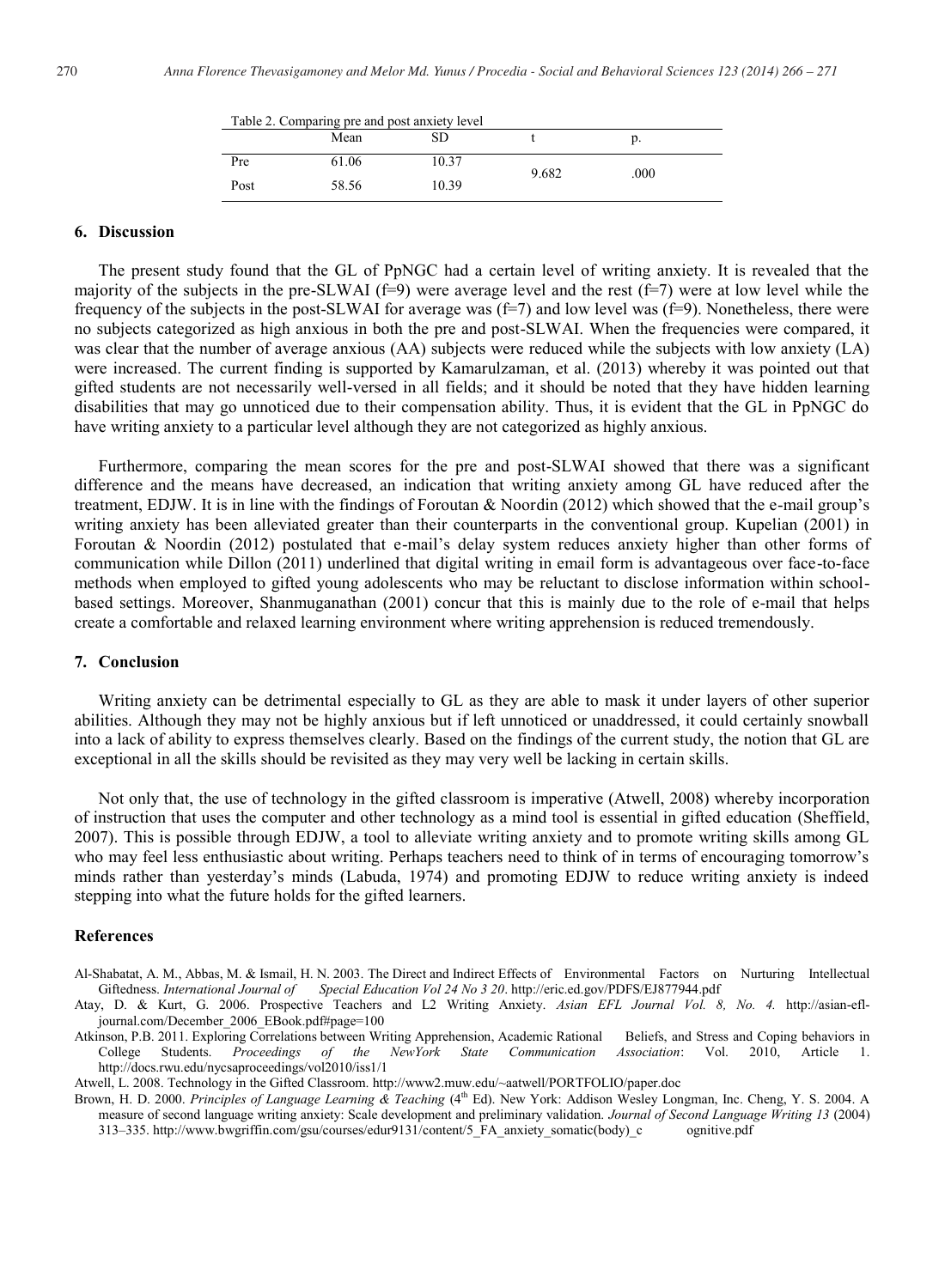Table 2. Comparing pre and post anxiety level

|  | Mean | SD | t | p. |
|---|---|---|---|---|
| Pre | 61.06 | 10.37 | 9.682 | .000 |
| Post | 58.56 | 10.39 |  |  |

## 6. Discussion

The present study found that the GL of PpNGC had a certain level of writing anxiety. It is revealed that the majority of the subjects in the pre-SLWAI (f=9) were average level and the rest (f=7) were at low level while the frequency of the subjects in the post-SLWAI for average was (f=7) and low level was (f=9). Nonetheless, there were no subjects categorized as high anxious in both the pre and post-SLWAI. When the frequencies were compared, it was clear that the number of average anxious (AA) subjects were reduced while the subjects with low anxiety (LA) were increased. The current finding is supported by Kamarulzaman, et al. (2013) whereby it was pointed out that gifted students are not necessarily well-versed in all fields; and it should be noted that they have hidden learning disabilities that may go unnoticed due to their compensation ability. Thus, it is evident that the GL in PpNGC do have writing anxiety to a particular level although they are not categorized as highly anxious.

Furthermore, comparing the mean scores for the pre and post-SLWAI showed that there was a significant difference and the means have decreased, an indication that writing anxiety among GL have reduced after the treatment, EDJW. It is in line with the findings of Foroutan & Noordin (2012) which showed that the e-mail group's writing anxiety has been alleviated greater than their counterparts in the conventional group. Kupelian (2001) in Foroutan & Noordin (2012) postulated that e-mail's delay system reduces anxiety higher than other forms of communication while Dillon (2011) underlined that digital writing in email form is advantageous over face-to-face methods when employed to gifted young adolescents who may be reluctant to disclose information within school-based settings. Moreover, Shanmuganathan (2001) concur that this is mainly due to the role of e-mail that helps create a comfortable and relaxed learning environment where writing apprehension is reduced tremendously.

## 7. Conclusion

Writing anxiety can be detrimental especially to GL as they are able to mask it under layers of other superior abilities. Although they may not be highly anxious but if left unnoticed or unaddressed, it could certainly snowball into a lack of ability to express themselves clearly. Based on the findings of the current study, the notion that GL are exceptional in all the skills should be revisited as they may very well be lacking in certain skills.

Not only that, the use of technology in the gifted classroom is imperative (Atwell, 2008) whereby incorporation of instruction that uses the computer and other technology as a mind tool is essential in gifted education (Sheffield, 2007). This is possible through EDJW, a tool to alleviate writing anxiety and to promote writing skills among GL who may feel less enthusiastic about writing. Perhaps teachers need to think of in terms of encouraging tomorrow's minds rather than yesterday's minds (Labuda, 1974) and promoting EDJW to reduce writing anxiety is indeed stepping into what the future holds for the gifted learners.

## References

Al-Shabatat, A. M., Abbas, M. & Ismail, H. N. 2003. The Direct and Indirect Effects of Environmental Factors on Nurturing Intellectual Giftedness. *International Journal of Special Education Vol 24 No 3 20*. http://eric.ed.gov/PDFS/EJ877944.pdf

Atay, D. & Kurt, G. 2006. Prospective Teachers and L2 Writing Anxiety. *Asian EFL Journal Vol. 8, No. 4.* http://asian-efl-journal.com/December_2006_EBook.pdf#page=100

Atkinson, P.B. 2011. Exploring Correlations between Writing Apprehension, Academic Rational Beliefs, and Stress and Coping behaviors in College Students. *Proceedings of the NewYork State Communication Association*: Vol. 2010, Article 1. http://docs.rwu.edu/nycsaproceedings/vol2010/iss1/1

Atwell, L. 2008. Technology in the Gifted Classroom. http://www2.muw.edu/~aatwell/PORTFOLIO/paper.doc

Brown, H. D. 2000. *Principles of Language Learning & Teaching* (4th Ed). New York: Addison Wesley Longman, Inc. Cheng, Y. S. 2004. A measure of second language writing anxiety: Scale development and preliminary validation. *Journal of Second Language Writing 13* (2004) 313–335. http://www.bwgriffin.com/gsu/courses/edur9131/content/5_FA_anxiety_somatic(body)_c ognitive.pdf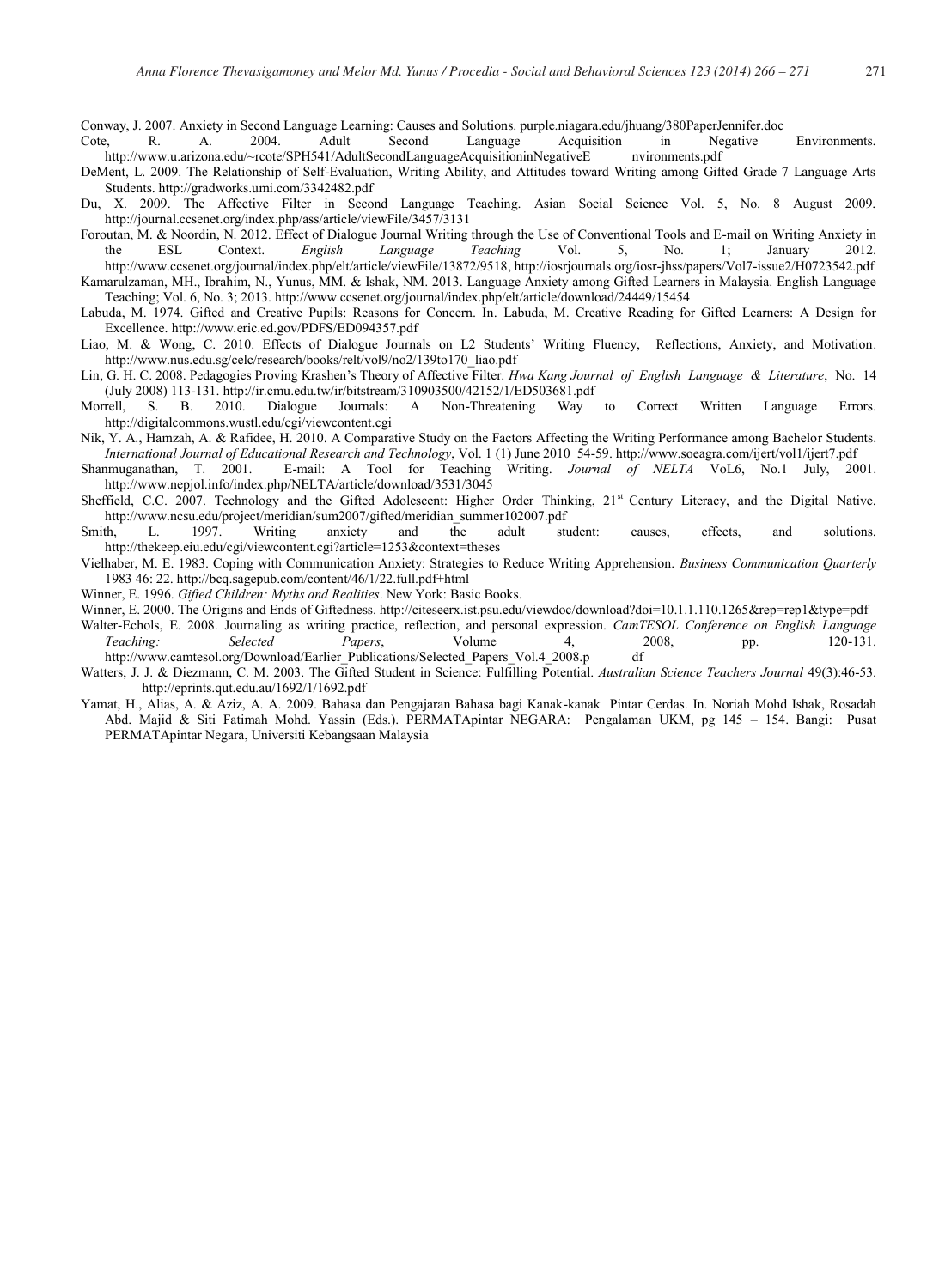Conway, J. 2007. Anxiety in Second Language Learning: Causes and Solutions. purple.niagara.edu/jhuang/380PaperJennifer.doc

Cote, R. A. 2004. Adult Second Language Acquisition in Negative Environments. http://www.u.arizona.edu/~rcote/SPH541/AdultSecondLanguageAcquisitioninNegativeE nvironments.pdf

DeMent, L. 2009. The Relationship of Self-Evaluation, Writing Ability, and Attitudes toward Writing among Gifted Grade 7 Language Arts Students. http://gradworks.umi.com/3342482.pdf

Du, X. 2009. The Affective Filter in Second Language Teaching. Asian Social Science Vol. 5, No. 8 August 2009. http://journal.ccsenet.org/index.php/ass/article/viewFile/3457/3131

Foroutan, M. & Noordin, N. 2012. Effect of Dialogue Journal Writing through the Use of Conventional Tools and E-mail on Writing Anxiety in the ESL Context. *English Language Teaching* Vol. 5, No. 1; January 2012. http://www.ccsenet.org/journal/index.php/elt/article/viewFile/13872/9518, http://iosrjournals.org/iosr-jhss/papers/Vol7-issue2/H0723542.pdf

Kamarulzaman, MH., Ibrahim, N., Yunus, MM. & Ishak, NM. 2013. Language Anxiety among Gifted Learners in Malaysia. English Language Teaching; Vol. 6, No. 3; 2013. http://www.ccsenet.org/journal/index.php/elt/article/download/24449/15454

Labuda, M. 1974. Gifted and Creative Pupils: Reasons for Concern. In. Labuda, M. Creative Reading for Gifted Learners: A Design for Excellence. http://www.eric.ed.gov/PDFS/ED094357.pdf

Liao, M. & Wong, C. 2010. Effects of Dialogue Journals on L2 Students' Writing Fluency, Reflections, Anxiety, and Motivation. http://www.nus.edu.sg/celc/research/books/relt/vol9/no2/139to170_liao.pdf

Lin, G. H. C. 2008. Pedagogies Proving Krashen's Theory of Affective Filter. *Hwa Kang Journal of English Language & Literature*, No. 14 (July 2008) 113-131. http://ir.cmu.edu.tw/ir/bitstream/310903500/42152/1/ED503681.pdf

Morrell, S. B. 2010. Dialogue Journals: A Non-Threatening Way to Correct Written Language Errors. http://digitalcommons.wustl.edu/cgi/viewcontent.cgi

Nik, Y. A., Hamzah, A. & Rafidee, H. 2010. A Comparative Study on the Factors Affecting the Writing Performance among Bachelor Students. *International Journal of Educational Research and Technology*, Vol. 1 (1) June 2010 54-59. http://www.soeagra.com/ijert/vol1/ijert7.pdf

Shanmuganathan, T. 2001. E-mail: A Tool for Teaching Writing. *Journal of NELTA* VoL6, No.1 July, 2001. http://www.nepjol.info/index.php/NELTA/article/download/3531/3045

Sheffield, C.C. 2007. Technology and the Gifted Adolescent: Higher Order Thinking, 21st Century Literacy, and the Digital Native. http://www.ncsu.edu/project/meridian/sum2007/gifted/meridian_summer102007.pdf

Smith, L. 1997. Writing anxiety and the adult student: causes, effects, and solutions. http://thekeep.eiu.edu/cgi/viewcontent.cgi?article=1253&context=theses

Vielhaber, M. E. 1983. Coping with Communication Anxiety: Strategies to Reduce Writing Apprehension. *Business Communication Quarterly* 1983 46: 22. http://bcq.sagepub.com/content/46/1/22.full.pdf+html

Winner, E. 1996. *Gifted Children: Myths and Realities*. New York: Basic Books.

Winner, E. 2000. The Origins and Ends of Giftedness. http://citeseerx.ist.psu.edu/viewdoc/download?doi=10.1.1.110.1265&rep=rep1&type=pdf

Walter-Echols, E. 2008. Journaling as writing practice, reflection, and personal expression. *CamTESOL Conference on English Language Teaching: Selected Papers*, Volume 4, 2008, pp. 120-131. http://www.camtesol.org/Download/Earlier_Publications/Selected_Papers_Vol.4_2008.p df

Watters, J. J. & Diezmann, C. M. 2003. The Gifted Student in Science: Fulfilling Potential. *Australian Science Teachers Journal* 49(3):46-53. http://eprints.qut.edu.au/1692/1/1692.pdf

Yamat, H., Alias, A. & Aziz, A. A. 2009. Bahasa dan Pengajaran Bahasa bagi Kanak-kanak Pintar Cerdas. In. Noriah Mohd Ishak, Rosadah Abd. Majid & Siti Fatimah Mohd. Yassin (Eds.). PERMATApintar NEGARA: Pengalaman UKM, pg 145 – 154. Bangi: Pusat PERMATApintar Negara, Universiti Kebangsaan Malaysia